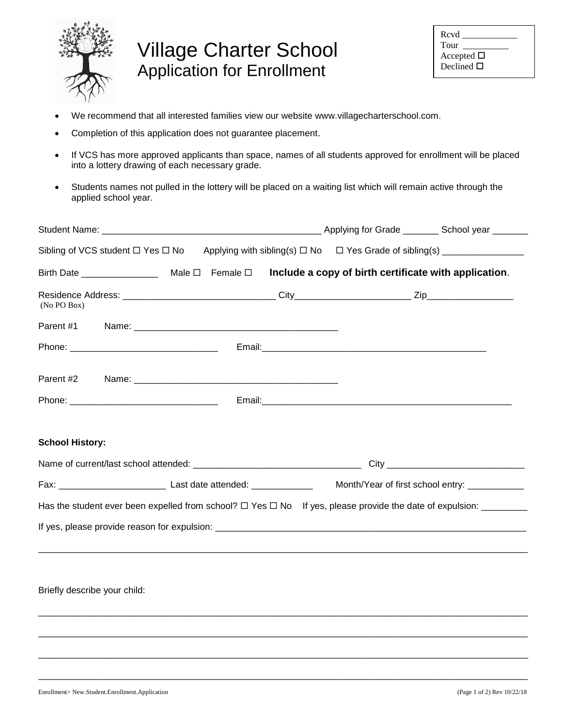# Village Charter School
## Application for Enrollment

Rcvd ____________
Tour __________
Accepted ☐
Declined ☐

- We recommend that all interested families view our website www.villagecharterschool.com.
- Completion of this application does not guarantee placement.
- If VCS has more approved applicants than space, names of all students approved for enrollment will be placed into a lottery drawing of each necessary grade.
- Students names not pulled in the lottery will be placed on a waiting list which will remain active through the applied school year.

Student Name: ___________________________________________ Applying for Grade _______ School year _______

Sibling of VCS student ☐ Yes ☐ No    Applying with sibling(s) ☐ No    ☐ Yes Grade of sibling(s) ________________

Birth Date _______________    Male ☐   Female ☐    **Include a copy of birth certificate with application**.

Residence Address: ______________________________ City_______________________ Zip_________________
(No PO Box)

Parent #1    Name: _______________________________________

Phone: _____________________________    Email:_____________________________________________

Parent #2    Name: _______________________________________

Phone: _____________________________    Email:__________________________________________________

**School History:**

Name of current/last school attended: _________________________________   City ___________________________

Fax: ____________________   Last date attended: ____________    Month/Year of first school entry: ___________

Has the student ever been expelled from school? ☐ Yes ☐ No   If yes, please provide the date of expulsion: _________

If yes, please provide reason for expulsion: ______________________________________________________________

_____________________________________________________________________________________________

Briefly describe your child:

_____________________________________________________________________________________________

_____________________________________________________________________________________________

_____________________________________________________________________________________________

_____________________________________________________________________________________________

Enrollment> New.Student.Enrollment.Application    Rev 10/22/18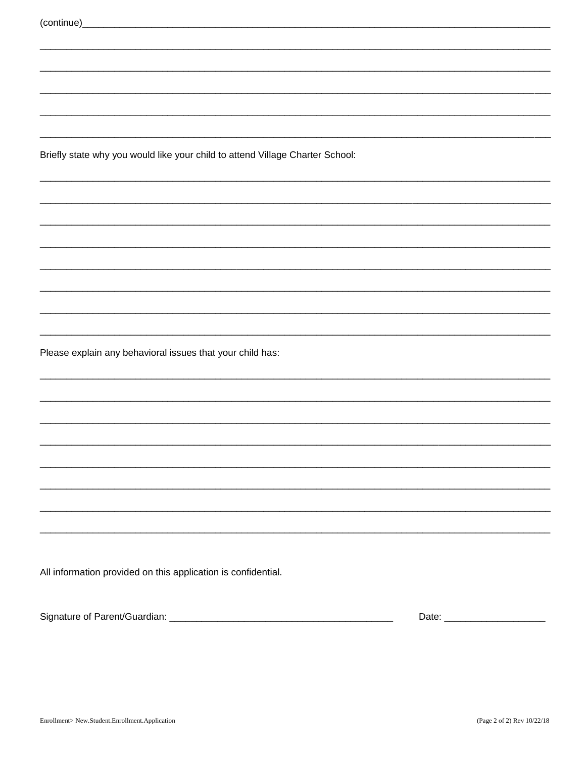(continue)\_\_\_\_\_\_\_\_\_\_\_\_\_\_\_\_\_\_\_\_\_\_\_\_\_\_\_\_\_\_\_\_\_\_\_\_\_\_\_\_\_\_\_\_\_\_\_\_\_\_\_\_\_\_\_\_\_\_\_\_\_\_\_\_\_\_\_\_\_\_\_\_\_\_

Briefly state why you would like your child to attend Village Charter School:

Please explain any behavioral issues that your child has:

All information provided on this application is confidential.

Signature of Parent/Guardian: \_\_\_\_\_\_\_\_\_\_\_\_\_\_\_\_\_\_\_\_\_\_\_\_\_\_\_\_\_\_\_\_\_\_\_\_\_\_\_\_ Date: \_\_\_\_\_\_\_\_\_\_\_\_\_\_\_\_\_\_\_

Enrollment> New.Student.Enrollment.Application

Rev 10/22/18